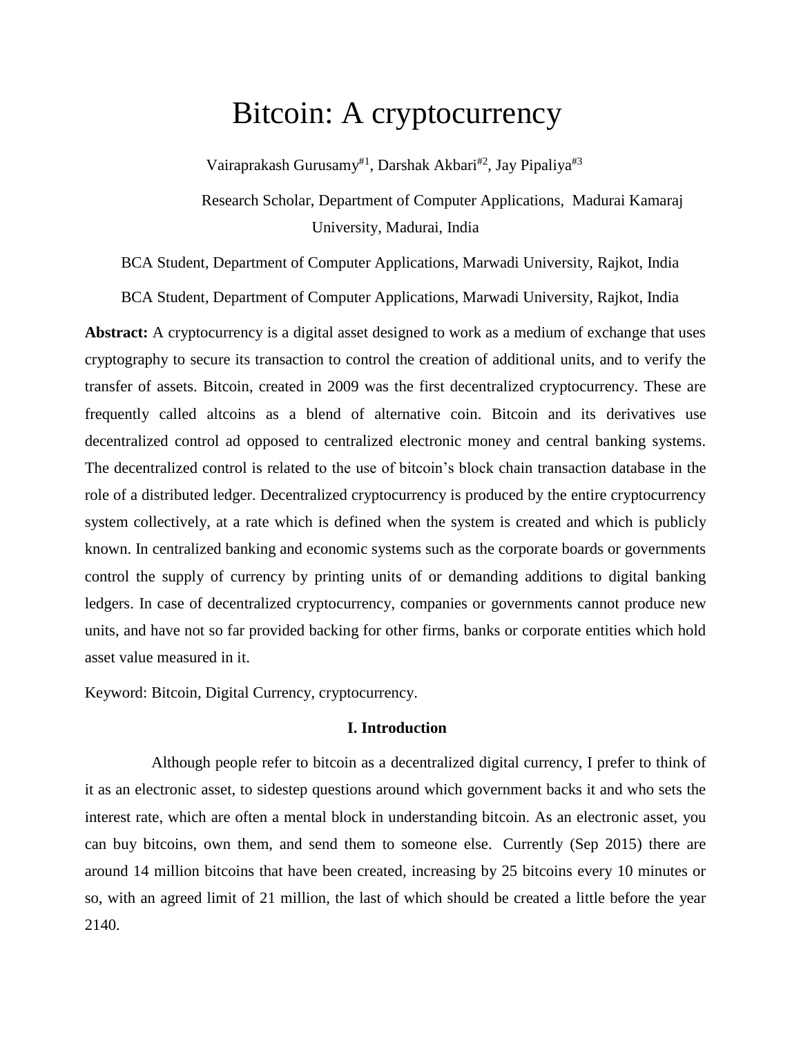# Bitcoin: A cryptocurrency

Vairaprakash Gurusamy[#1], Darshak Akbari[#2], Jay Pipaliya[#3]

Research Scholar, Department of Computer Applications, Madurai Kamaraj University, Madurai, India

BCA Student, Department of Computer Applications, Marwadi University, Rajkot, India

BCA Student, Department of Computer Applications, Marwadi University, Rajkot, India

**Abstract:** A cryptocurrency is a digital asset designed to work as a medium of exchange that uses cryptography to secure its transaction to control the creation of additional units, and to verify the transfer of assets. Bitcoin, created in 2009 was the first decentralized cryptocurrency. These are frequently called altcoins as a blend of alternative coin. Bitcoin and its derivatives use decentralized control ad opposed to centralized electronic money and central banking systems. The decentralized control is related to the use of bitcoin's block chain transaction database in the role of a distributed ledger. Decentralized cryptocurrency is produced by the entire cryptocurrency system collectively, at a rate which is defined when the system is created and which is publicly known. In centralized banking and economic systems such as the corporate boards or governments control the supply of currency by printing units of or demanding additions to digital banking ledgers. In case of decentralized cryptocurrency, companies or governments cannot produce new units, and have not so far provided backing for other firms, banks or corporate entities which hold asset value measured in it.

Keyword: Bitcoin, Digital Currency, cryptocurrency.

## I. Introduction

Although people refer to bitcoin as a decentralized digital currency, I prefer to think of it as an electronic asset, to sidestep questions around which government backs it and who sets the interest rate, which are often a mental block in understanding bitcoin. As an electronic asset, you can buy bitcoins, own them, and send them to someone else. Currently (Sep 2015) there are around 14 million bitcoins that have been created, increasing by 25 bitcoins every 10 minutes or so, with an agreed limit of 21 million, the last of which should be created a little before the year 2140.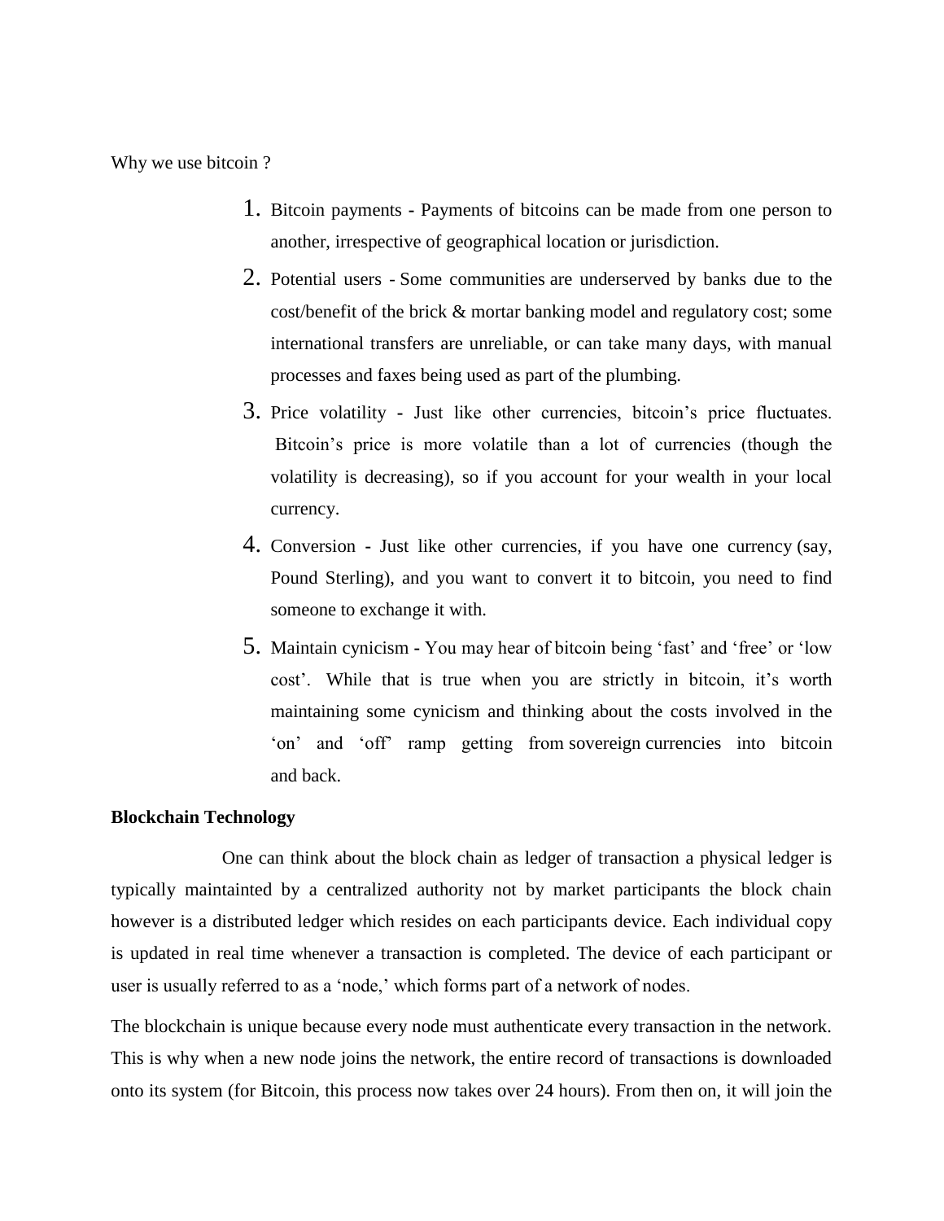Why we use bitcoin ?

1. Bitcoin payments - Payments of bitcoins can be made from one person to another, irrespective of geographical location or jurisdiction.
2. Potential users - Some communities are underserved by banks due to the cost/benefit of the brick & mortar banking model and regulatory cost; some international transfers are unreliable, or can take many days, with manual processes and faxes being used as part of the plumbing.
3. Price volatility - Just like other currencies, bitcoin's price fluctuates. Bitcoin's price is more volatile than a lot of currencies (though the volatility is decreasing), so if you account for your wealth in your local currency.
4. Conversion - Just like other currencies, if you have one currency (say, Pound Sterling), and you want to convert it to bitcoin, you need to find someone to exchange it with.
5. Maintain cynicism - You may hear of bitcoin being 'fast' and 'free' or 'low cost'. While that is true when you are strictly in bitcoin, it's worth maintaining some cynicism and thinking about the costs involved in the 'on' and 'off' ramp getting from sovereign currencies into bitcoin and back.

**Blockchain Technology**

One can think about the block chain as ledger of transaction a physical ledger is typically maintainted by a centralized authority not by market participants the block chain however is a distributed ledger which resides on each participants device. Each individual copy is updated in real time whenever a transaction is completed. The device of each participant or user is usually referred to as a 'node,' which forms part of a network of nodes.

The blockchain is unique because every node must authenticate every transaction in the network. This is why when a new node joins the network, the entire record of transactions is downloaded onto its system (for Bitcoin, this process now takes over 24 hours). From then on, it will join the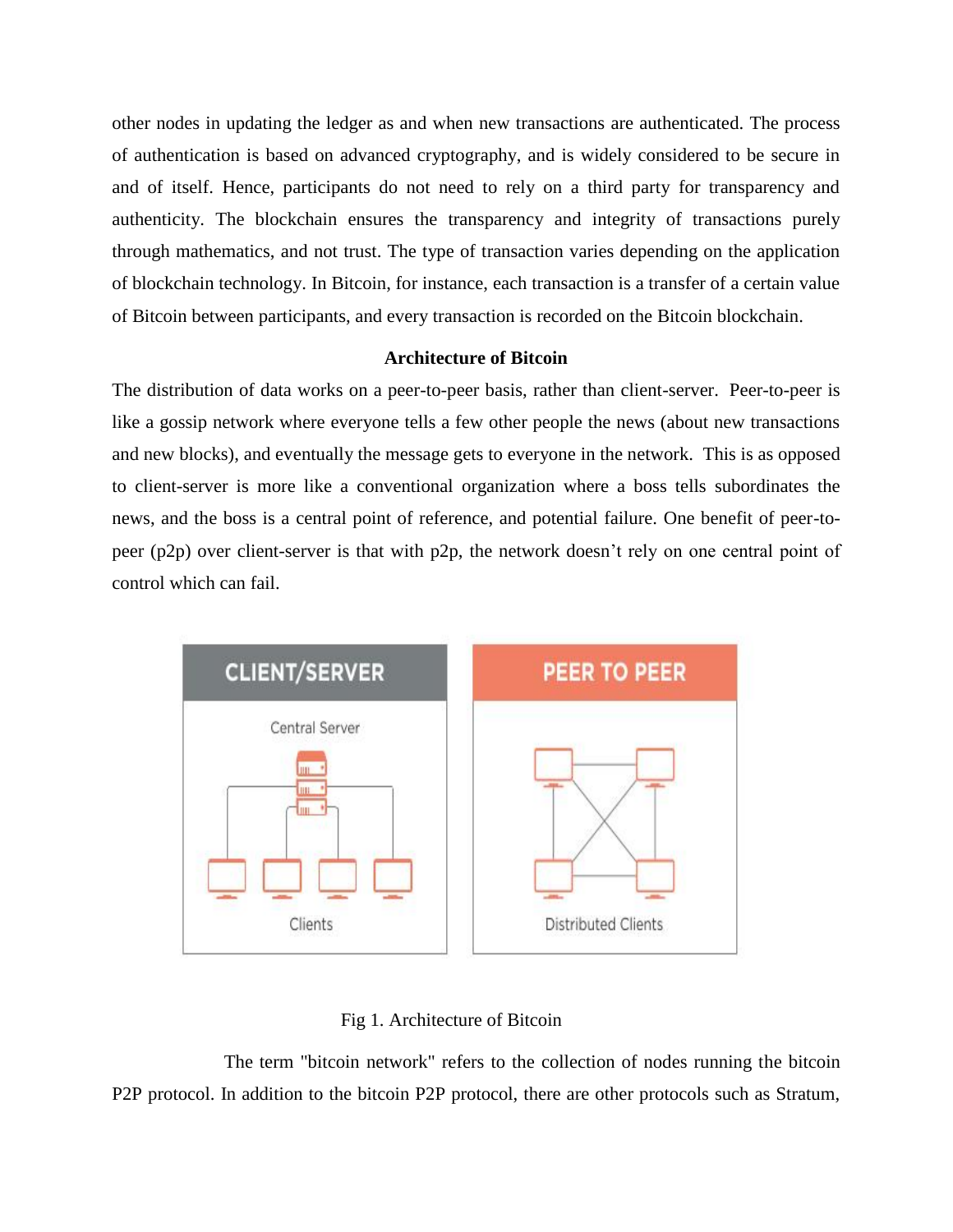other nodes in updating the ledger as and when new transactions are authenticated. The process of authentication is based on advanced cryptography, and is widely considered to be secure in and of itself. Hence, participants do not need to rely on a third party for transparency and authenticity. The blockchain ensures the transparency and integrity of transactions purely through mathematics, and not trust. The type of transaction varies depending on the application of blockchain technology. In Bitcoin, for instance, each transaction is a transfer of a certain value of Bitcoin between participants, and every transaction is recorded on the Bitcoin blockchain.

**Architecture of Bitcoin**

The distribution of data works on a peer-to-peer basis, rather than client-server. Peer-to-peer is like a gossip network where everyone tells a few other people the news (about new transactions and new blocks), and eventually the message gets to everyone in the network. This is as opposed to client-server is more like a conventional organization where a boss tells subordinates the news, and the boss is a central point of reference, and potential failure. One benefit of peer-to-peer (p2p) over client-server is that with p2p, the network doesn't rely on one central point of control which can fail.

Fig 1. Architecture of Bitcoin

The term "bitcoin network" refers to the collection of nodes running the bitcoin P2P protocol. In addition to the bitcoin P2P protocol, there are other protocols such as Stratum,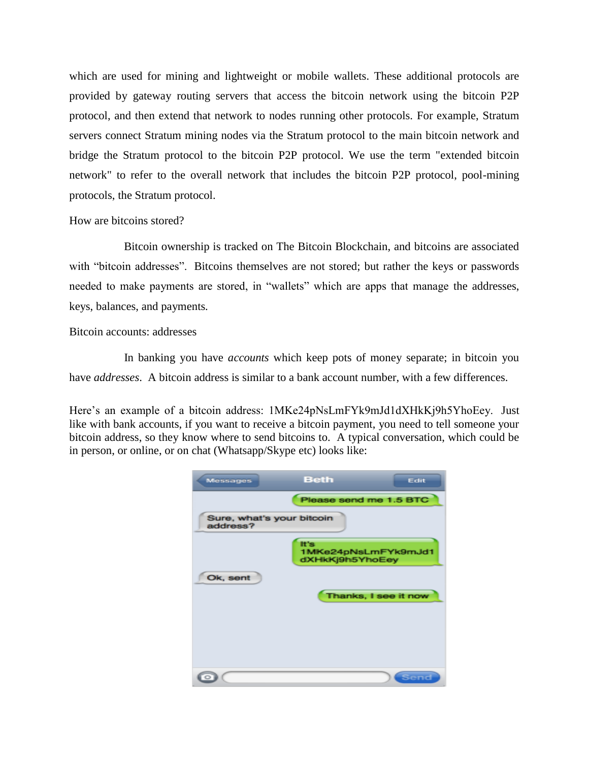which are used for mining and lightweight or mobile wallets. These additional protocols are provided by gateway routing servers that access the bitcoin network using the bitcoin P2P protocol, and then extend that network to nodes running other protocols. For example, Stratum servers connect Stratum mining nodes via the Stratum protocol to the main bitcoin network and bridge the Stratum protocol to the bitcoin P2P protocol. We use the term "extended bitcoin network" to refer to the overall network that includes the bitcoin P2P protocol, pool-mining protocols, the Stratum protocol.

How are bitcoins stored?

Bitcoin ownership is tracked on The Bitcoin Blockchain, and bitcoins are associated with “bitcoin addresses”. Bitcoins themselves are not stored; but rather the keys or passwords needed to make payments are stored, in “wallets” which are apps that manage the addresses, keys, balances, and payments.

Bitcoin accounts: addresses

In banking you have *accounts* which keep pots of money separate; in bitcoin you have *addresses*. A bitcoin address is similar to a bank account number, with a few differences.

Here’s an example of a bitcoin address: 1MKe24pNsLmFYk9mJd1dXHkKj9h5YhoEey. Just like with bank accounts, if you want to receive a bitcoin payment, you need to tell someone your bitcoin address, so they know where to send bitcoins to. A typical conversation, which could be in person, or online, or on chat (Whatsapp/Skype etc) looks like: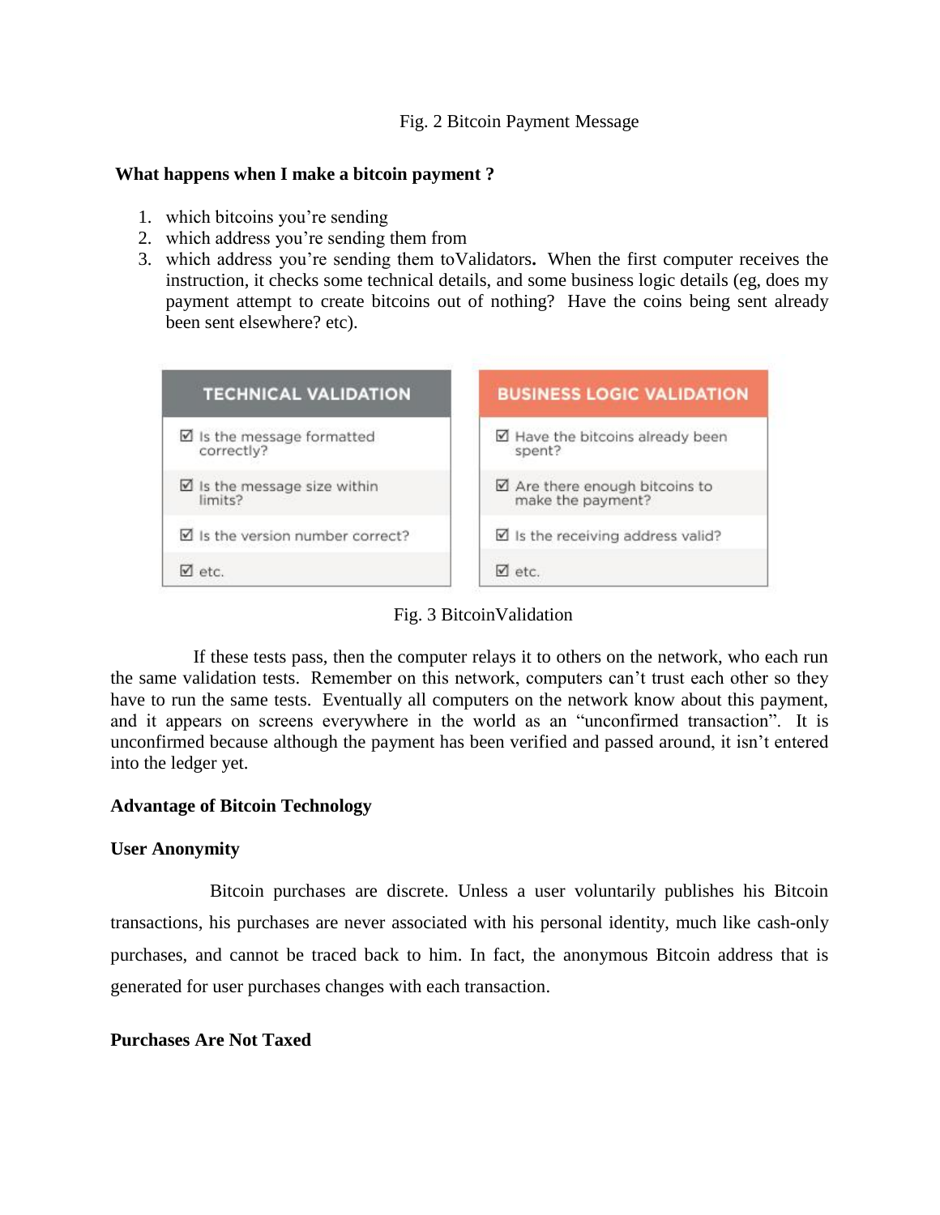Fig. 2 Bitcoin Payment Message

**What happens when I make a bitcoin payment ?**

1. which bitcoins you're sending
2. which address you're sending them from
3. which address you're sending them toValidators**.** When the first computer receives the instruction, it checks some technical details, and some business logic details (eg, does my payment attempt to create bitcoins out of nothing? Have the coins being sent already been sent elsewhere? etc).

| TECHNICAL VALIDATION | BUSINESS LOGIC VALIDATION |
|---|---|
| ☑ Is the message formatted correctly? | ☑ Have the bitcoins already been spent? |
| ☑ Is the message size within limits? | ☑ Are there enough bitcoins to make the payment? |
| ☑ Is the version number correct? | ☑ Is the receiving address valid? |
| ☑ etc. | ☑ etc. |

Fig. 3 BitcoinValidation

If these tests pass, then the computer relays it to others on the network, who each run the same validation tests. Remember on this network, computers can't trust each other so they have to run the same tests. Eventually all computers on the network know about this payment, and it appears on screens everywhere in the world as an "unconfirmed transaction". It is unconfirmed because although the payment has been verified and passed around, it isn't entered into the ledger yet.

**Advantage of Bitcoin Technology**

**User Anonymity**

Bitcoin purchases are discrete. Unless a user voluntarily publishes his Bitcoin transactions, his purchases are never associated with his personal identity, much like cash-only purchases, and cannot be traced back to him. In fact, the anonymous Bitcoin address that is generated for user purchases changes with each transaction.

**Purchases Are Not Taxed**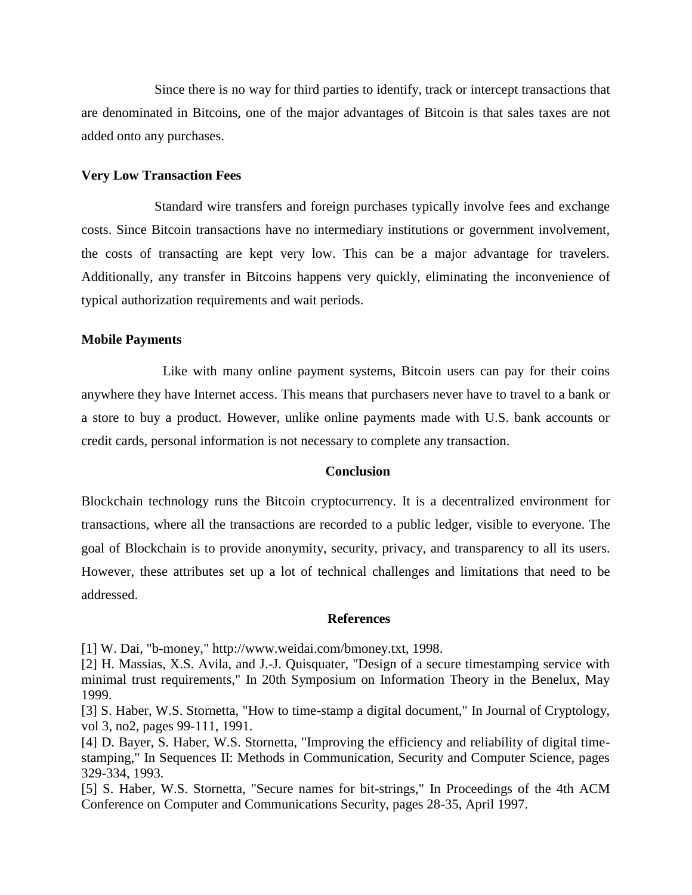Since there is no way for third parties to identify, track or intercept transactions that are denominated in Bitcoins, one of the major advantages of Bitcoin is that sales taxes are not added onto any purchases.

**Very Low Transaction Fees**

Standard wire transfers and foreign purchases typically involve fees and exchange costs. Since Bitcoin transactions have no intermediary institutions or government involvement, the costs of transacting are kept very low. This can be a major advantage for travelers. Additionally, any transfer in Bitcoins happens very quickly, eliminating the inconvenience of typical authorization requirements and wait periods.

**Mobile Payments**

Like with many online payment systems, Bitcoin users can pay for their coins anywhere they have Internet access. This means that purchasers never have to travel to a bank or a store to buy a product. However, unlike online payments made with U.S. bank accounts or credit cards, personal information is not necessary to complete any transaction.

## Conclusion

Blockchain technology runs the Bitcoin cryptocurrency. It is a decentralized environment for transactions, where all the transactions are recorded to a public ledger, visible to everyone. The goal of Blockchain is to provide anonymity, security, privacy, and transparency to all its users. However, these attributes set up a lot of technical challenges and limitations that need to be addressed.

## References

[1] W. Dai, "b-money," http://www.weidai.com/bmoney.txt, 1998.

[2] H. Massias, X.S. Avila, and J.-J. Quisquater, "Design of a secure timestamping service with minimal trust requirements," In 20th Symposium on Information Theory in the Benelux, May 1999.

[3] S. Haber, W.S. Stornetta, "How to time-stamp a digital document," In Journal of Cryptology, vol 3, no2, pages 99-111, 1991.

[4] D. Bayer, S. Haber, W.S. Stornetta, "Improving the efficiency and reliability of digital time-stamping," In Sequences II: Methods in Communication, Security and Computer Science, pages 329-334, 1993.

[5] S. Haber, W.S. Stornetta, "Secure names for bit-strings," In Proceedings of the 4th ACM Conference on Computer and Communications Security, pages 28-35, April 1997.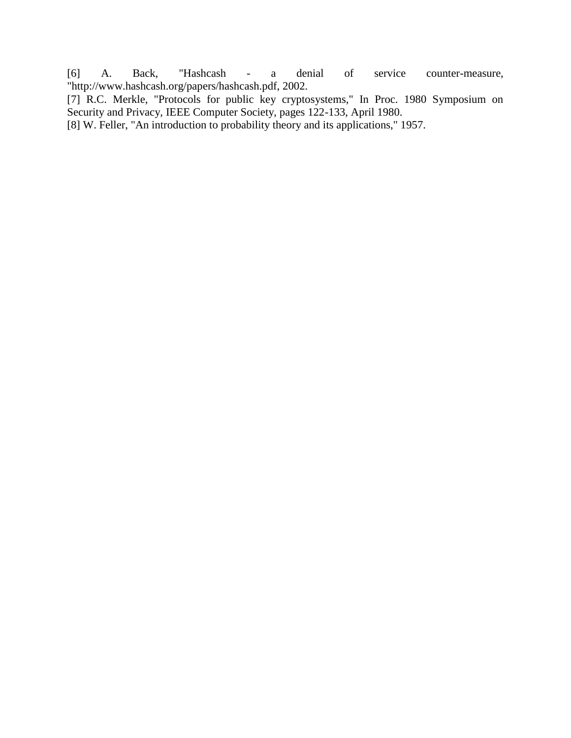[6] A. Back, "Hashcash - a denial of service counter-measure, "http://www.hashcash.org/papers/hashcash.pdf, 2002.

[7] R.C. Merkle, "Protocols for public key cryptosystems," In Proc. 1980 Symposium on Security and Privacy, IEEE Computer Society, pages 122-133, April 1980.

[8] W. Feller, "An introduction to probability theory and its applications," 1957.